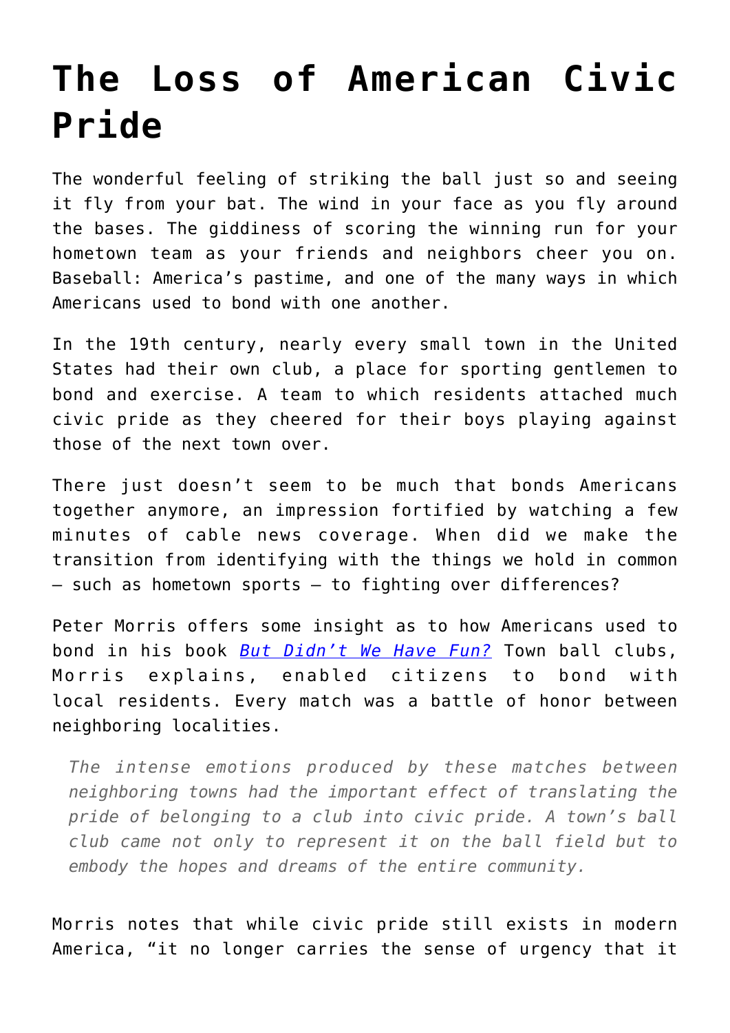# The Loss of American Civic Pride

The wonderful feeling of striking the ball just so and seeing it fly from your bat. The wind in your face as you fly around the bases. The giddiness of scoring the winning run for your hometown team as your friends and neighbors cheer you on. Baseball: America's pastime, and one of the many ways in which Americans used to bond with one another.

In the 19th century, nearly every small town in the United States had their own club, a place for sporting gentlemen to bond and exercise. A team to which residents attached much civic pride as they cheered for their boys playing against those of the next town over.

There just doesn't seem to be much that bonds Americans together anymore, an impression fortified by watching a few minutes of cable news coverage. When did we make the transition from identifying with the things we hold in common – such as hometown sports – to fighting over differences?

Peter Morris offers some insight as to how Americans used to bond in his book *But Didn't We Have Fun?* Town ball clubs, Morris explains, enabled citizens to bond with local residents. Every match was a battle of honor between neighboring localities.

> *The intense emotions produced by these matches between neighboring towns had the important effect of translating the pride of belonging to a club into civic pride. A town's ball club came not only to represent it on the ball field but to embody the hopes and dreams of the entire community.*

Morris notes that while civic pride still exists in modern America, "it no longer carries the sense of urgency that it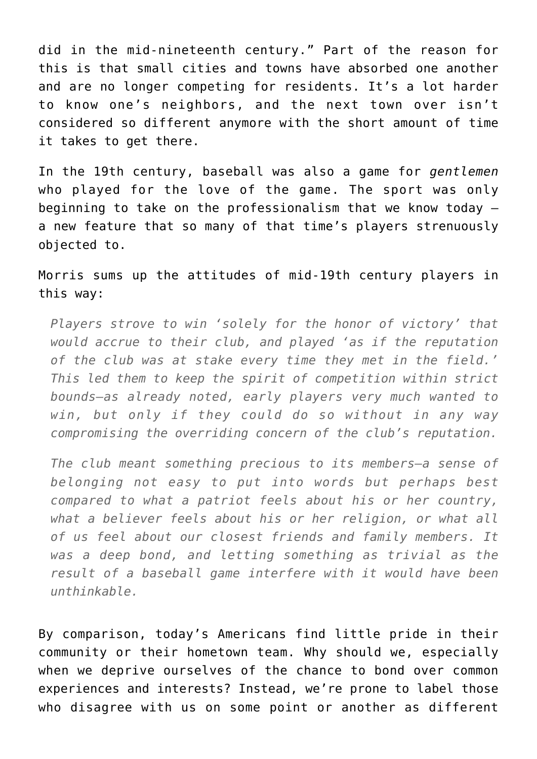did in the mid-nineteenth century." Part of the reason for this is that small cities and towns have absorbed one another and are no longer competing for residents. It's a lot harder to know one's neighbors, and the next town over isn't considered so different anymore with the short amount of time it takes to get there.

In the 19th century, baseball was also a game for *gentlemen* who played for the love of the game. The sport was only beginning to take on the professionalism that we know today – a new feature that so many of that time's players strenuously objected to.

Morris sums up the attitudes of mid-19th century players in this way:

> *Players strove to win 'solely for the honor of victory' that would accrue to their club, and played 'as if the reputation of the club was at stake every time they met in the field.' This led them to keep the spirit of competition within strict bounds—as already noted, early players very much wanted to win, but only if they could do so without in any way compromising the overriding concern of the club's reputation.*
>
> *The club meant something precious to its members—a sense of belonging not easy to put into words but perhaps best compared to what a patriot feels about his or her country, what a believer feels about his or her religion, or what all of us feel about our closest friends and family members. It was a deep bond, and letting something as trivial as the result of a baseball game interfere with it would have been unthinkable.*

By comparison, today's Americans find little pride in their community or their hometown team. Why should we, especially when we deprive ourselves of the chance to bond over common experiences and interests? Instead, we're prone to label those who disagree with us on some point or another as different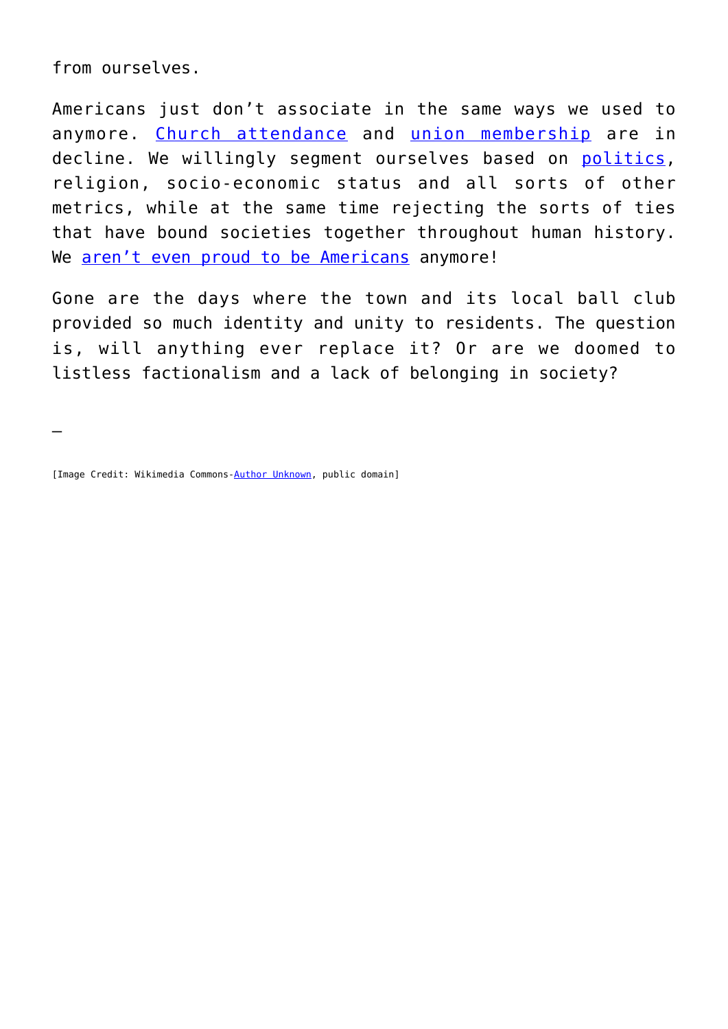from ourselves.

Americans just don’t associate in the same ways we used to anymore. Church attendance and union membership are in decline. We willingly segment ourselves based on politics, religion, socio-economic status and all sorts of other metrics, while at the same time rejecting the sorts of ties that have bound societies together throughout human history. We aren’t even proud to be Americans anymore!

Gone are the days where the town and its local ball club provided so much identity and unity to residents. The question is, will anything ever replace it? Or are we doomed to listless factionalism and a lack of belonging in society?

—

[Image Credit: Wikimedia Commons-Author Unknown, public domain]